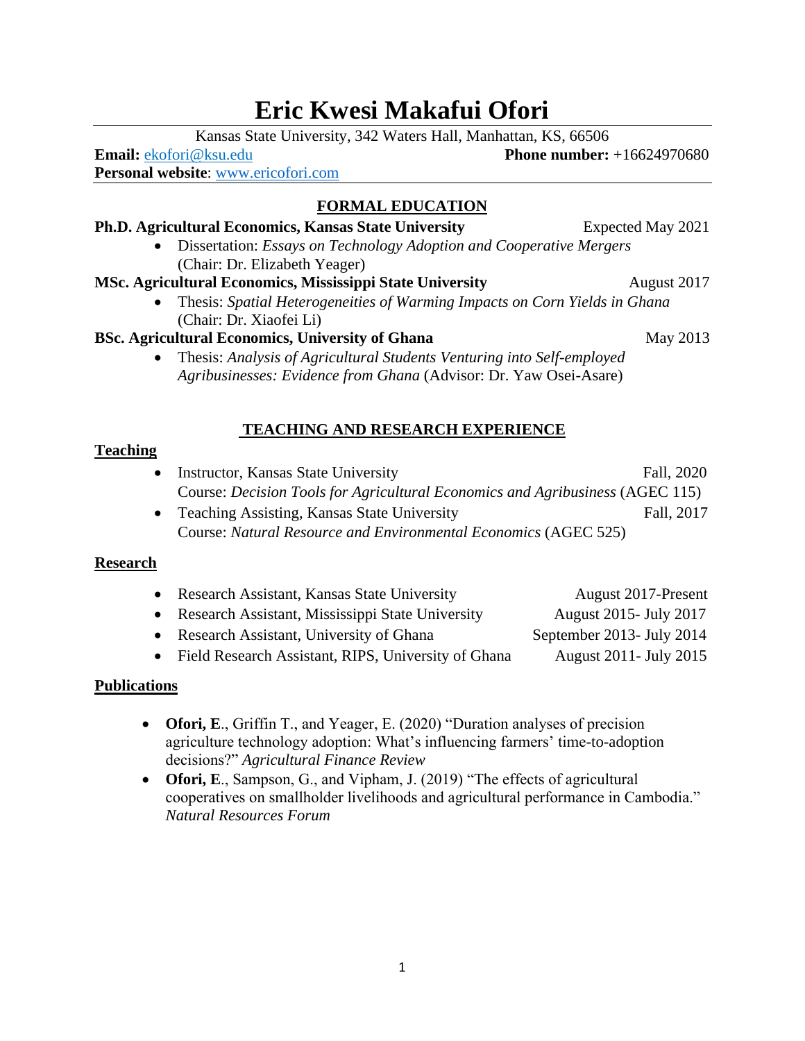# Eric Kwesi Makafui Ofori

Kansas State University, 342 Waters Hall, Manhattan, KS, 66506

**Email:** ekofori@ksu.edu **Phone number:** +16624970680

**Personal website**: www.ericofori.com

## FORMAL EDUCATION

**Ph.D. Agricultural Economics, Kansas State University** Expected May 2021

- Dissertation: *Essays on Technology Adoption and Cooperative Mergers* (Chair: Dr. Elizabeth Yeager)

**MSc. Agricultural Economics, Mississippi State University** August 2017

- Thesis: *Spatial Heterogeneities of Warming Impacts on Corn Yields in Ghana* (Chair: Dr. Xiaofei Li)

**BSc. Agricultural Economics, University of Ghana** May 2013

- Thesis: *Analysis of Agricultural Students Venturing into Self-employed Agribusinesses: Evidence from Ghana* (Advisor: Dr. Yaw Osei-Asare)

## TEACHING AND RESEARCH EXPERIENCE

### Teaching

- Instructor, Kansas State University Fall, 2020
  Course: *Decision Tools for Agricultural Economics and Agribusiness* (AGEC 115)
- Teaching Assisting, Kansas State University Fall, 2017
  Course: *Natural Resource and Environmental Economics* (AGEC 525)

### Research

- Research Assistant, Kansas State University August 2017-Present
- Research Assistant, Mississippi State University August 2015- July 2017
- Research Assistant, University of Ghana September 2013- July 2014
- Field Research Assistant, RIPS, University of Ghana August 2011- July 2015

### Publications

- **Ofori, E**., Griffin T., and Yeager, E. (2020) "Duration analyses of precision agriculture technology adoption: What's influencing farmers' time-to-adoption decisions?" *Agricultural Finance Review*
- **Ofori, E**., Sampson, G., and Vipham, J. (2019) "The effects of agricultural cooperatives on smallholder livelihoods and agricultural performance in Cambodia." *Natural Resources Forum*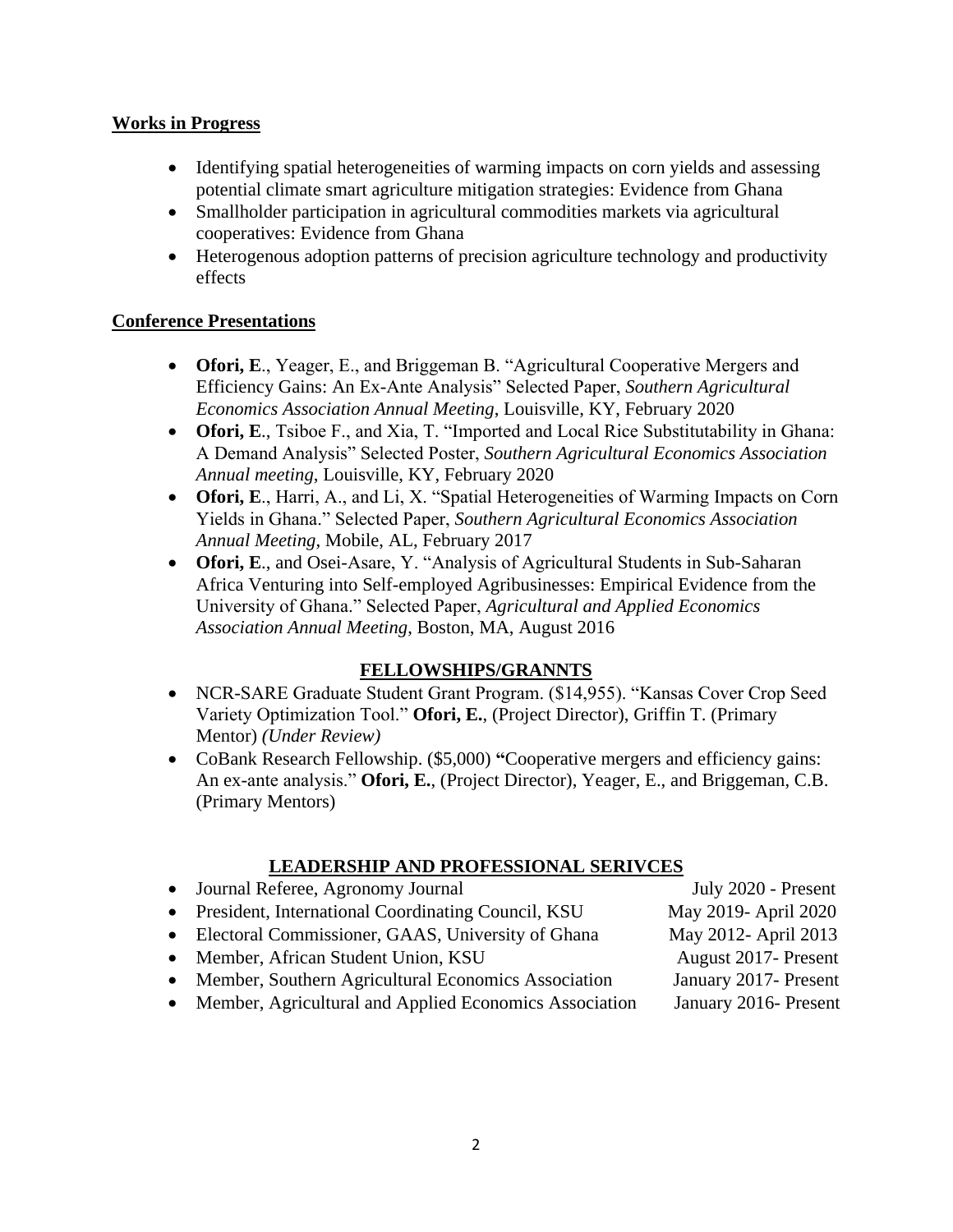## Works in Progress

- Identifying spatial heterogeneities of warming impacts on corn yields and assessing potential climate smart agriculture mitigation strategies: Evidence from Ghana
- Smallholder participation in agricultural commodities markets via agricultural cooperatives: Evidence from Ghana
- Heterogenous adoption patterns of precision agriculture technology and productivity effects

## Conference Presentations

- **Ofori, E**., Yeager, E., and Briggeman B. "Agricultural Cooperative Mergers and Efficiency Gains: An Ex-Ante Analysis" Selected Paper, *Southern Agricultural Economics Association Annual Meeting*, Louisville, KY, February 2020
- **Ofori, E**., Tsiboe F., and Xia, T. "Imported and Local Rice Substitutability in Ghana: A Demand Analysis" Selected Poster, *Southern Agricultural Economics Association Annual meeting*, Louisville, KY, February 2020
- **Ofori, E**., Harri, A., and Li, X. "Spatial Heterogeneities of Warming Impacts on Corn Yields in Ghana." Selected Paper, *Southern Agricultural Economics Association Annual Meeting*, Mobile, AL, February 2017
- **Ofori, E**., and Osei-Asare, Y. "Analysis of Agricultural Students in Sub-Saharan Africa Venturing into Self-employed Agribusinesses: Empirical Evidence from the University of Ghana." Selected Paper, *Agricultural and Applied Economics Association Annual Meeting*, Boston, MA, August 2016

## FELLOWSHIPS/GRANNTS

- NCR-SARE Graduate Student Grant Program. ($14,955). "Kansas Cover Crop Seed Variety Optimization Tool." **Ofori, E.**, (Project Director), Griffin T. (Primary Mentor) *(Under Review)*
- CoBank Research Fellowship. ($5,000) **"**Cooperative mergers and efficiency gains: An ex-ante analysis." **Ofori, E.**, (Project Director), Yeager, E., and Briggeman, C.B. (Primary Mentors)

## LEADERSHIP AND PROFESSIONAL SERIVCES

- Journal Referee, Agronomy Journal — July 2020 - Present
- President, International Coordinating Council, KSU — May 2019- April 2020
- Electoral Commissioner, GAAS, University of Ghana — May 2012- April 2013
- Member, African Student Union, KSU — August 2017- Present
- Member, Southern Agricultural Economics Association — January 2017- Present
- Member, Agricultural and Applied Economics Association — January 2016- Present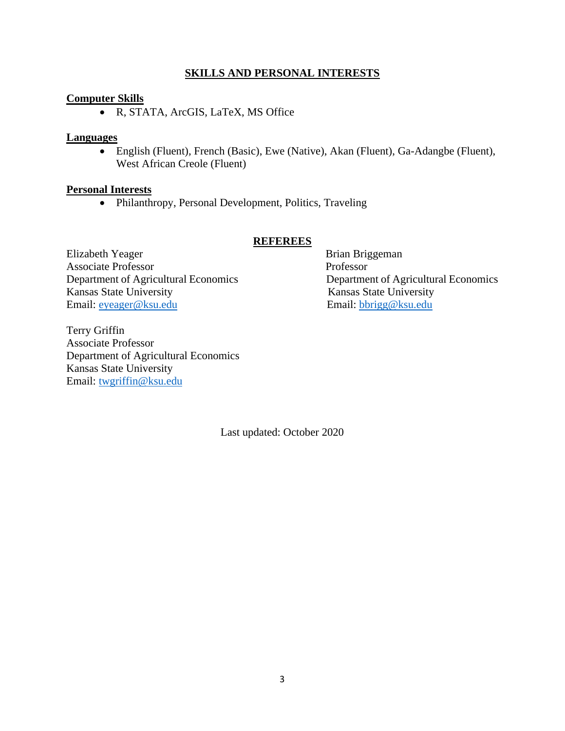## SKILLS AND PERSONAL INTERESTS

### Computer Skills

- R, STATA, ArcGIS, LaTeX, MS Office

### Languages

- English (Fluent), French (Basic), Ewe (Native), Akan (Fluent), Ga-Adangbe (Fluent), West African Creole (Fluent)

### Personal Interests

- Philanthropy, Personal Development, Politics, Traveling

## REFEREES

Elizabeth Yeager
Associate Professor
Department of Agricultural Economics
Kansas State University
Email: eyeager@ksu.edu

Brian Briggeman
Professor
Department of Agricultural Economics
Kansas State University
Email: bbrigg@ksu.edu

Terry Griffin
Associate Professor
Department of Agricultural Economics
Kansas State University
Email: twgriffin@ksu.edu

Last updated: October 2020